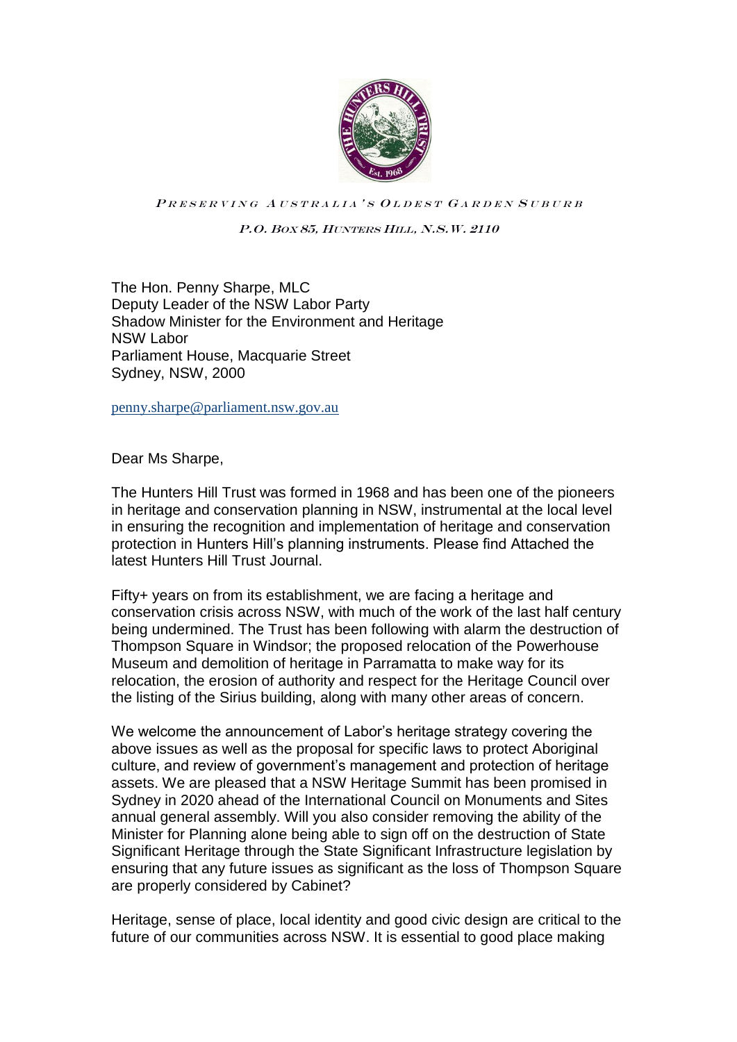*Preserving Australia's Oldest Garden Suburb*

*P.O. Box 85, Hunters Hill, N.S.W. 2110*

The Hon. Penny Sharpe, MLC
Deputy Leader of the NSW Labor Party
Shadow Minister for the Environment and Heritage
NSW Labor
Parliament House, Macquarie Street
Sydney, NSW, 2000

penny.sharpe@parliament.nsw.gov.au

Dear Ms Sharpe,

The Hunters Hill Trust was formed in 1968 and has been one of the pioneers in heritage and conservation planning in NSW, instrumental at the local level in ensuring the recognition and implementation of heritage and conservation protection in Hunters Hill's planning instruments. Please find Attached the latest Hunters Hill Trust Journal.

Fifty+ years on from its establishment, we are facing a heritage and conservation crisis across NSW, with much of the work of the last half century being undermined. The Trust has been following with alarm the destruction of Thompson Square in Windsor; the proposed relocation of the Powerhouse Museum and demolition of heritage in Parramatta to make way for its relocation, the erosion of authority and respect for the Heritage Council over the listing of the Sirius building, along with many other areas of concern.

We welcome the announcement of Labor's heritage strategy covering the above issues as well as the proposal for specific laws to protect Aboriginal culture, and review of government's management and protection of heritage assets. We are pleased that a NSW Heritage Summit has been promised in Sydney in 2020 ahead of the International Council on Monuments and Sites annual general assembly. Will you also consider removing the ability of the Minister for Planning alone being able to sign off on the destruction of State Significant Heritage through the State Significant Infrastructure legislation by ensuring that any future issues as significant as the loss of Thompson Square are properly considered by Cabinet?

Heritage, sense of place, local identity and good civic design are critical to the future of our communities across NSW. It is essential to good place making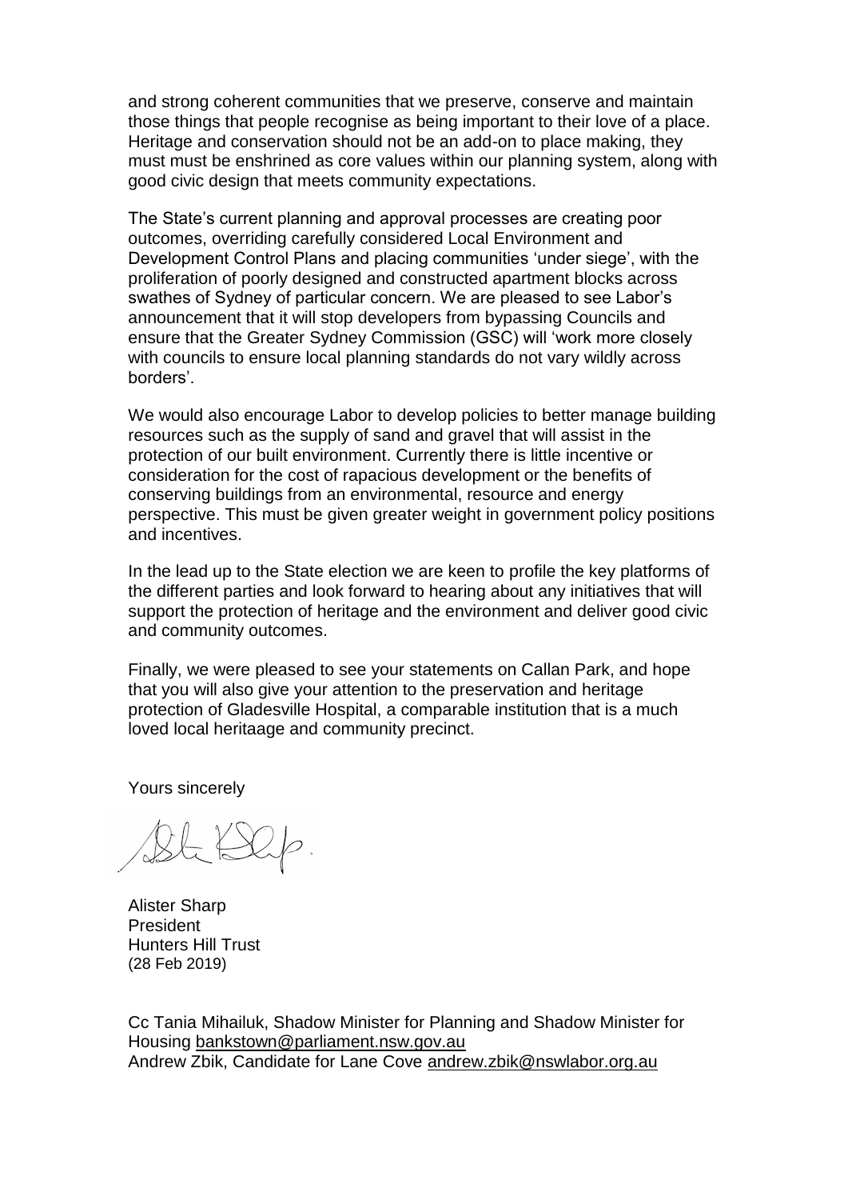and strong coherent communities that we preserve, conserve and maintain those things that people recognise as being important to their love of a place. Heritage and conservation should not be an add-on to place making, they must must be enshrined as core values within our planning system, along with good civic design that meets community expectations.

The State's current planning and approval processes are creating poor outcomes, overriding carefully considered Local Environment and Development Control Plans and placing communities 'under siege', with the proliferation of poorly designed and constructed apartment blocks across swathes of Sydney of particular concern. We are pleased to see Labor's announcement that it will stop developers from bypassing Councils and ensure that the Greater Sydney Commission (GSC) will 'work more closely with councils to ensure local planning standards do not vary wildly across borders'.

We would also encourage Labor to develop policies to better manage building resources such as the supply of sand and gravel that will assist in the protection of our built environment. Currently there is little incentive or consideration for the cost of rapacious development or the benefits of conserving buildings from an environmental, resource and energy perspective. This must be given greater weight in government policy positions and incentives.

In the lead up to the State election we are keen to profile the key platforms of the different parties and look forward to hearing about any initiatives that will support the protection of heritage and the environment and deliver good civic and community outcomes.

Finally, we were pleased to see your statements on Callan Park, and hope that you will also give your attention to the preservation and heritage protection of Gladesville Hospital, a comparable institution that is a much loved local heritaage and community precinct.

Yours sincerely

Alister Sharp
President
Hunters Hill Trust
(28 Feb 2019)

Cc Tania Mihailuk, Shadow Minister for Planning and Shadow Minister for Housing bankstown@parliament.nsw.gov.au
Andrew Zbik, Candidate for Lane Cove andrew.zbik@nswlabor.org.au